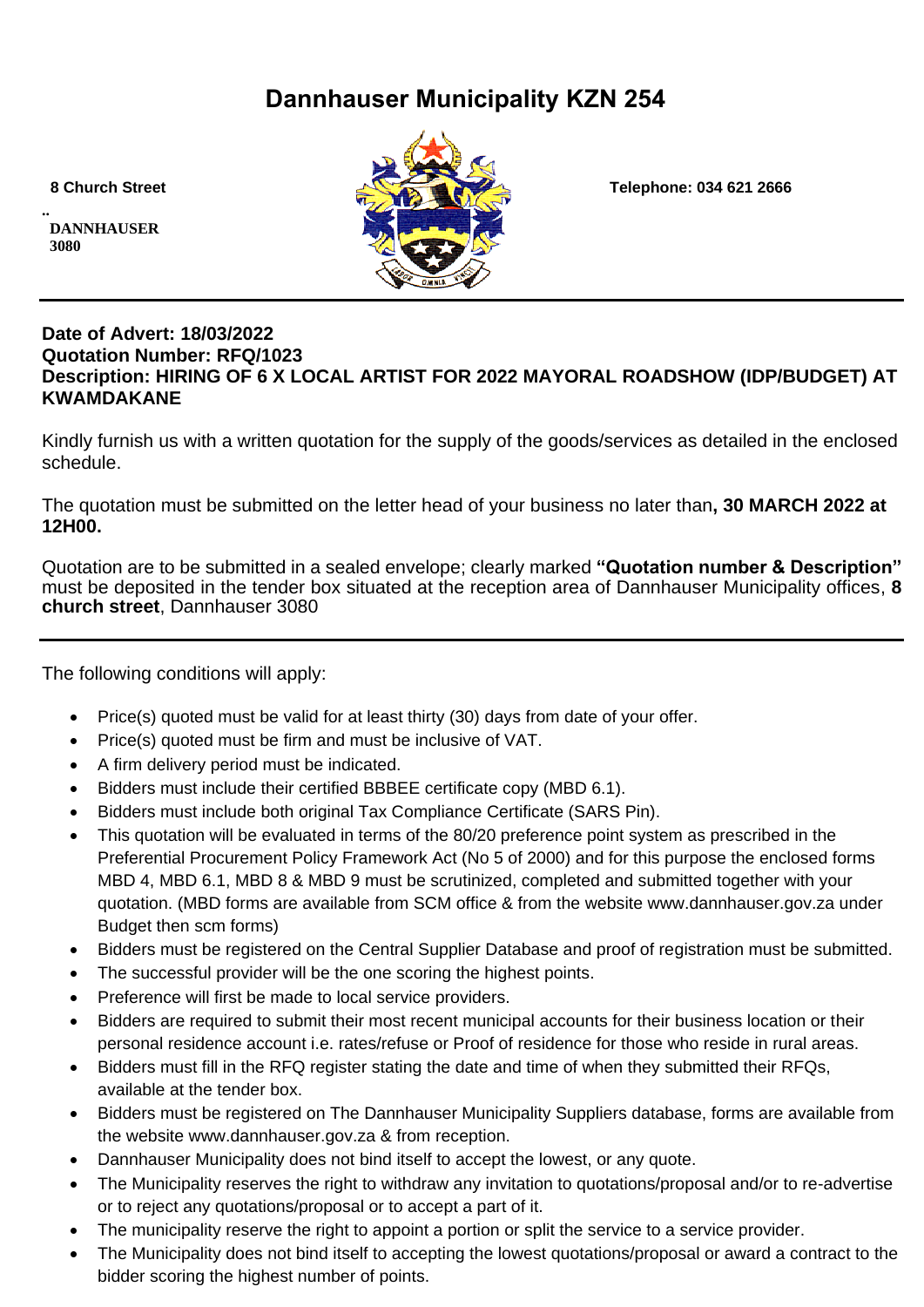# Dannhauser Municipality KZN 254

8 Church Street

..

DANNHAUSER
3080

Telephone: 034 621 2666

---

**Date of Advert: 18/03/2022**
**Quotation Number: RFQ/1023**
**Description: HIRING OF 6 X LOCAL ARTIST FOR 2022 MAYORAL ROADSHOW (IDP/BUDGET) AT KWAMDAKANE**

Kindly furnish us with a written quotation for the supply of the goods/services as detailed in the enclosed schedule.

The quotation must be submitted on the letter head of your business no later than**, 30 MARCH 2022 at 12H00.**

Quotation are to be submitted in a sealed envelope; clearly marked **"Quotation number & Description"** must be deposited in the tender box situated at the reception area of Dannhauser Municipality offices, **8 church street**, Dannhauser 3080

---

The following conditions will apply:

- Price(s) quoted must be valid for at least thirty (30) days from date of your offer.
- Price(s) quoted must be firm and must be inclusive of VAT.
- A firm delivery period must be indicated.
- Bidders must include their certified BBBEE certificate copy (MBD 6.1).
- Bidders must include both original Tax Compliance Certificate (SARS Pin).
- This quotation will be evaluated in terms of the 80/20 preference point system as prescribed in the Preferential Procurement Policy Framework Act (No 5 of 2000) and for this purpose the enclosed forms MBD 4, MBD 6.1, MBD 8 & MBD 9 must be scrutinized, completed and submitted together with your quotation. (MBD forms are available from SCM office & from the website www.dannhauser.gov.za under Budget then scm forms)
- Bidders must be registered on the Central Supplier Database and proof of registration must be submitted.
- The successful provider will be the one scoring the highest points.
- Preference will first be made to local service providers.
- Bidders are required to submit their most recent municipal accounts for their business location or their personal residence account i.e. rates/refuse or Proof of residence for those who reside in rural areas.
- Bidders must fill in the RFQ register stating the date and time of when they submitted their RFQs, available at the tender box.
- Bidders must be registered on The Dannhauser Municipality Suppliers database, forms are available from the website www.dannhauser.gov.za & from reception.
- Dannhauser Municipality does not bind itself to accept the lowest, or any quote.
- The Municipality reserves the right to withdraw any invitation to quotations/proposal and/or to re-advertise or to reject any quotations/proposal or to accept a part of it.
- The municipality reserve the right to appoint a portion or split the service to a service provider.
- The Municipality does not bind itself to accepting the lowest quotations/proposal or award a contract to the bidder scoring the highest number of points.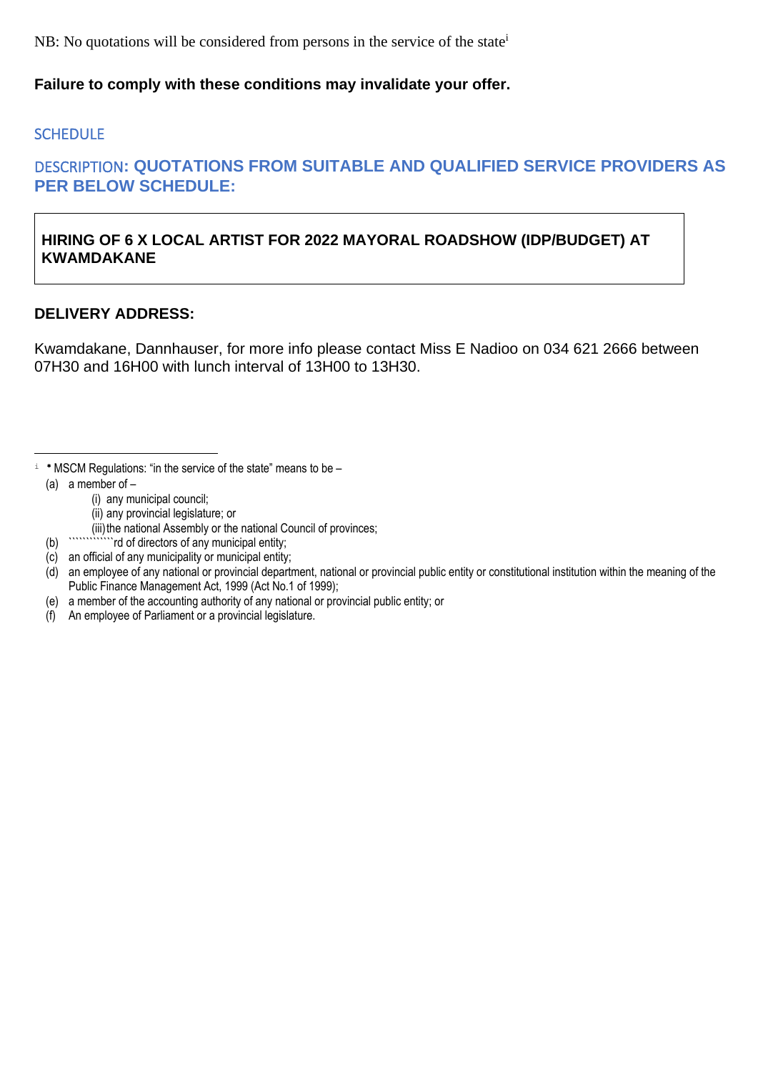NB: No quotations will be considered from persons in the service of the state[i]

**Failure to comply with these conditions may invalidate your offer.**

## SCHEDULE

## DESCRIPTION: QUOTATIONS FROM SUITABLE AND QUALIFIED SERVICE PROVIDERS AS PER BELOW SCHEDULE:

| |
|---|
| **HIRING OF 6 X LOCAL ARTIST FOR 2022 MAYORAL ROADSHOW (IDP/BUDGET) AT KWAMDAKANE** |

**DELIVERY ADDRESS:**

Kwamdakane, Dannhauser, for more info please contact Miss E Nadioo on 034 621 2666 between 07H30 and 16H00 with lunch interval of 13H00 to 13H30.

---

[i] **\*** MSCM Regulations: "in the service of the state" means to be –

(a) a member of –
  (i) any municipal council;
  (ii) any provincial legislature; or
  (iii) the national Assembly or the national Council of provinces;
(b) ````````````rd of directors of any municipal entity;
(c) an official of any municipality or municipal entity;
(d) an employee of any national or provincial department, national or provincial public entity or constitutional institution within the meaning of the Public Finance Management Act, 1999 (Act No.1 of 1999);
(e) a member of the accounting authority of any national or provincial public entity; or
(f) An employee of Parliament or a provincial legislature.